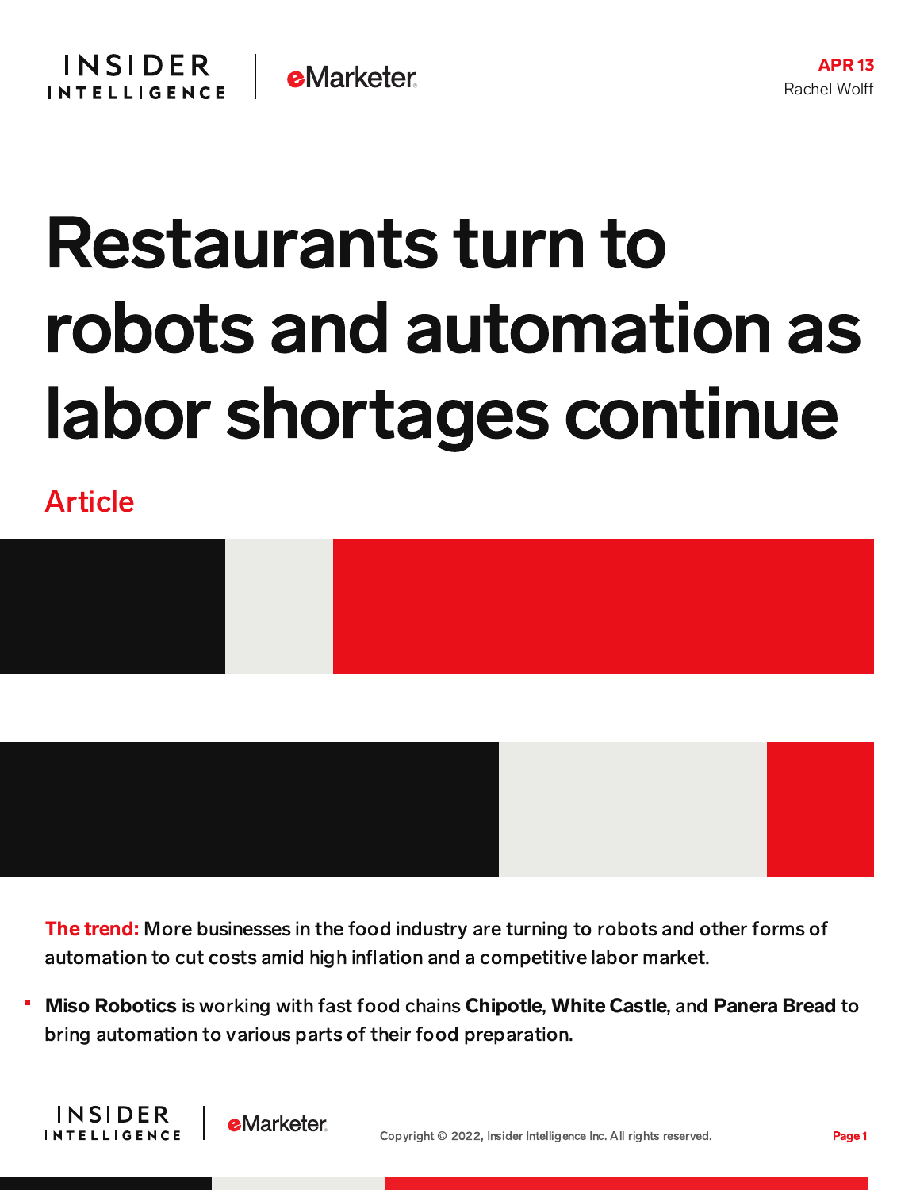APR 13
Rachel Wolff

# Restaurants turn to robots and automation as labor shortages continue

Article

**The trend:** More businesses in the food industry are turning to robots and other forms of automation to cut costs amid high inflation and a competitive labor market.

- **Miso Robotics** is working with fast food chains **Chipotle**, **White Castle**, and **Panera Bread** to bring automation to various parts of their food preparation.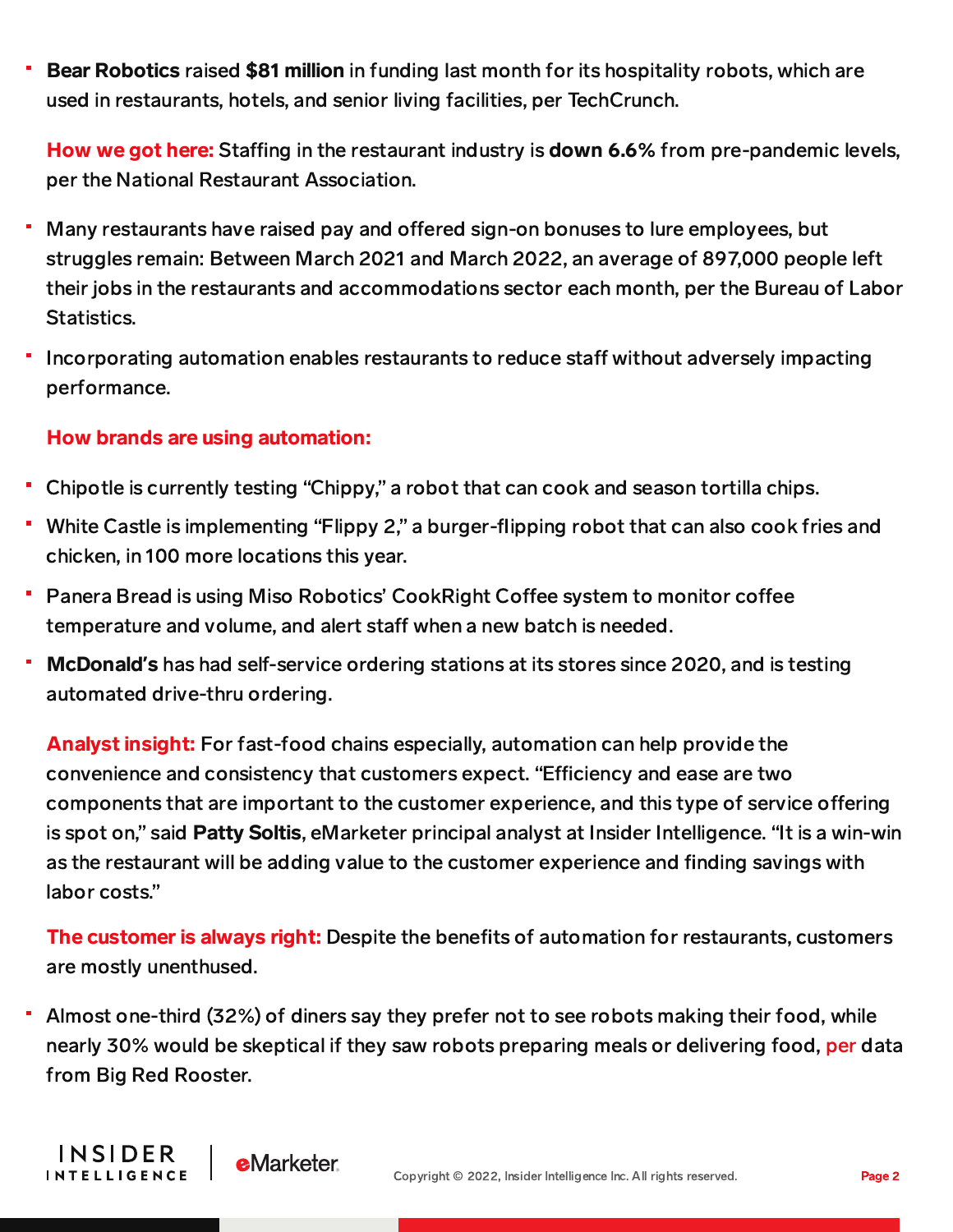- **Bear Robotics** raised **$81 million** in funding last month for its hospitality robots, which are used in restaurants, hotels, and senior living facilities, per TechCrunch.

**How we got here:** Staffing in the restaurant industry is **down 6.6%** from pre-pandemic levels, per the National Restaurant Association.

- Many restaurants have raised pay and offered sign-on bonuses to lure employees, but struggles remain: Between March 2021 and March 2022, an average of 897,000 people left their jobs in the restaurants and accommodations sector each month, per the Bureau of Labor Statistics.
- Incorporating automation enables restaurants to reduce staff without adversely impacting performance.

**How brands are using automation:**

- Chipotle is currently testing "Chippy," a robot that can cook and season tortilla chips.
- White Castle is implementing "Flippy 2," a burger-flipping robot that can also cook fries and chicken, in 100 more locations this year.
- Panera Bread is using Miso Robotics' CookRight Coffee system to monitor coffee temperature and volume, and alert staff when a new batch is needed.
- **McDonald's** has had self-service ordering stations at its stores since 2020, and is testing automated drive-thru ordering.

**Analyst insight:** For fast-food chains especially, automation can help provide the convenience and consistency that customers expect. "Efficiency and ease are two components that are important to the customer experience, and this type of service offering is spot on," said **Patty Soltis**, eMarketer principal analyst at Insider Intelligence. "It is a win-win as the restaurant will be adding value to the customer experience and finding savings with labor costs."

**The customer is always right:** Despite the benefits of automation for restaurants, customers are mostly unenthused.

- Almost one-third (32%) of diners say they prefer not to see robots making their food, while nearly 30% would be skeptical if they saw robots preparing meals or delivering food, per data from Big Red Rooster.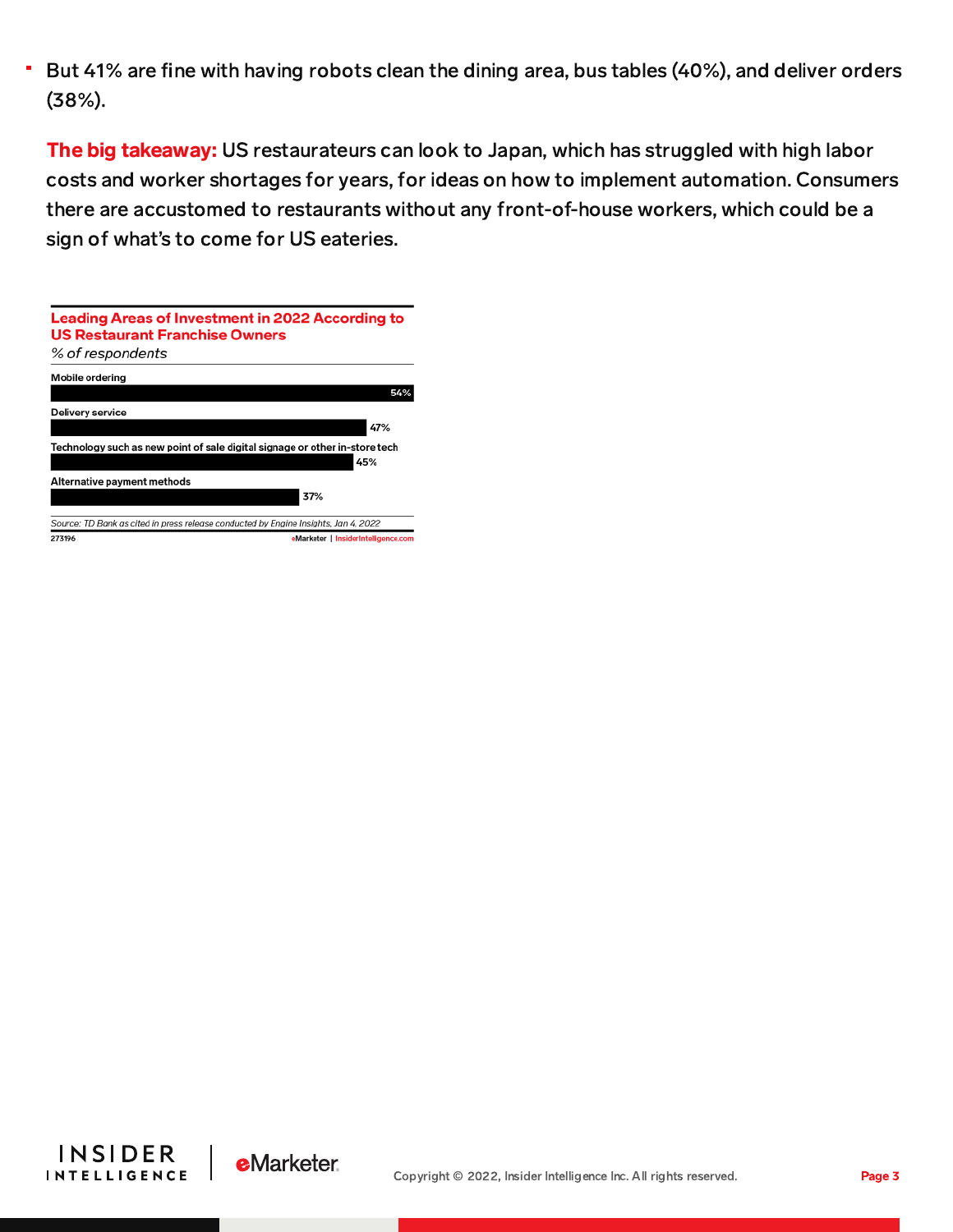- But 41% are fine with having robots clean the dining area, bus tables (40%), and deliver orders (38%).

**The big takeaway:** US restaurateurs can look to Japan, which has struggled with high labor costs and worker shortages for years, for ideas on how to implement automation. Consumers there are accustomed to restaurants without any front-of-house workers, which could be a sign of what's to come for US eateries.

**Leading Areas of Investment in 2022 According to US Restaurant Franchise Owners**

*% of respondents*

Mobile ordering
54%

Delivery service
47%

Technology such as new point of sale digital signage or other in-store tech
45%

Alternative payment methods
37%

*Source: TD Bank as cited in press release conducted by Engine Insights, Jan 4, 2022*

273196

eMarketer | InsiderIntelligence.com